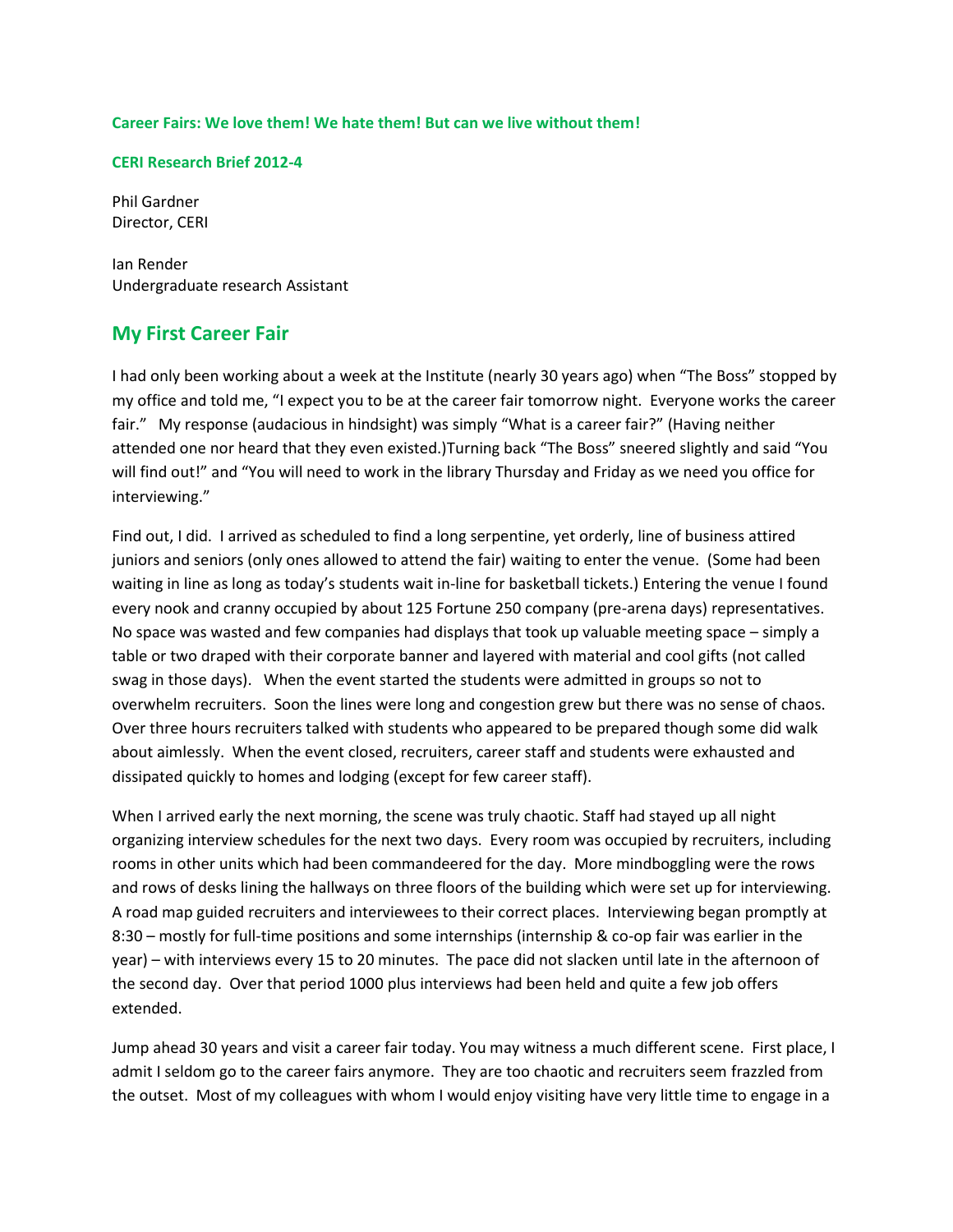**Career Fairs: We love them! We hate them! But can we live without them!**

**CERI Research Brief 2012-4**

Phil Gardner
Director, CERI

Ian Render
Undergraduate research Assistant

## My First Career Fair

I had only been working about a week at the Institute (nearly 30 years ago) when "The Boss" stopped by my office and told me, "I expect you to be at the career fair tomorrow night. Everyone works the career fair." My response (audacious in hindsight) was simply "What is a career fair?" (Having neither attended one nor heard that they even existed.)Turning back "The Boss" sneered slightly and said "You will find out!" and "You will need to work in the library Thursday and Friday as we need you office for interviewing."

Find out, I did. I arrived as scheduled to find a long serpentine, yet orderly, line of business attired juniors and seniors (only ones allowed to attend the fair) waiting to enter the venue. (Some had been waiting in line as long as today's students wait in-line for basketball tickets.) Entering the venue I found every nook and cranny occupied by about 125 Fortune 250 company (pre-arena days) representatives. No space was wasted and few companies had displays that took up valuable meeting space – simply a table or two draped with their corporate banner and layered with material and cool gifts (not called swag in those days). When the event started the students were admitted in groups so not to overwhelm recruiters. Soon the lines were long and congestion grew but there was no sense of chaos. Over three hours recruiters talked with students who appeared to be prepared though some did walk about aimlessly. When the event closed, recruiters, career staff and students were exhausted and dissipated quickly to homes and lodging (except for few career staff).

When I arrived early the next morning, the scene was truly chaotic. Staff had stayed up all night organizing interview schedules for the next two days. Every room was occupied by recruiters, including rooms in other units which had been commandeered for the day. More mindboggling were the rows and rows of desks lining the hallways on three floors of the building which were set up for interviewing. A road map guided recruiters and interviewees to their correct places. Interviewing began promptly at 8:30 – mostly for full-time positions and some internships (internship & co-op fair was earlier in the year) – with interviews every 15 to 20 minutes. The pace did not slacken until late in the afternoon of the second day. Over that period 1000 plus interviews had been held and quite a few job offers extended.

Jump ahead 30 years and visit a career fair today. You may witness a much different scene. First place, I admit I seldom go to the career fairs anymore. They are too chaotic and recruiters seem frazzled from the outset. Most of my colleagues with whom I would enjoy visiting have very little time to engage in a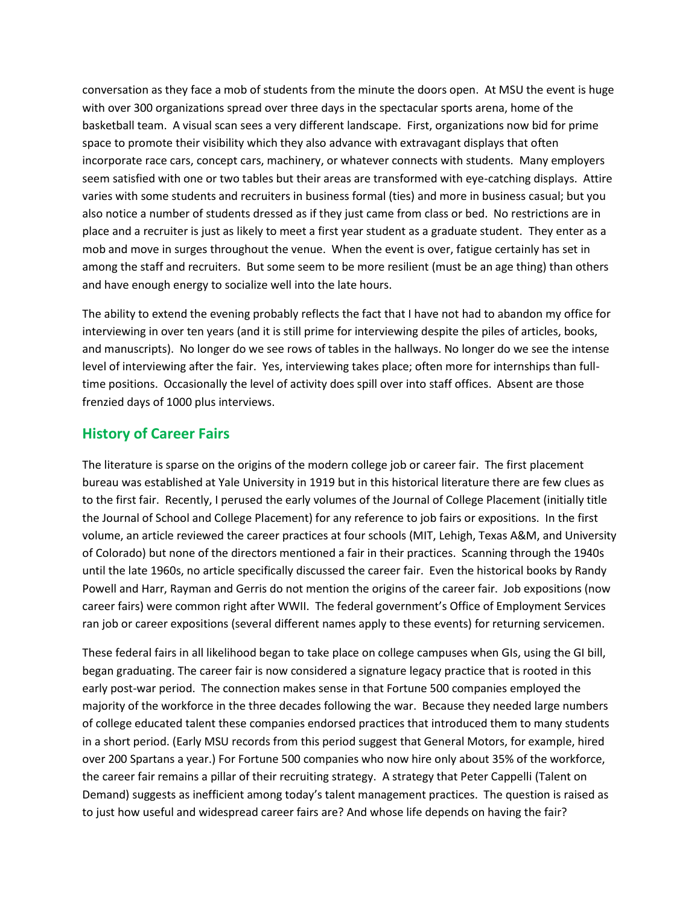conversation as they face a mob of students from the minute the doors open. At MSU the event is huge with over 300 organizations spread over three days in the spectacular sports arena, home of the basketball team. A visual scan sees a very different landscape. First, organizations now bid for prime space to promote their visibility which they also advance with extravagant displays that often incorporate race cars, concept cars, machinery, or whatever connects with students. Many employers seem satisfied with one or two tables but their areas are transformed with eye-catching displays. Attire varies with some students and recruiters in business formal (ties) and more in business casual; but you also notice a number of students dressed as if they just came from class or bed. No restrictions are in place and a recruiter is just as likely to meet a first year student as a graduate student. They enter as a mob and move in surges throughout the venue. When the event is over, fatigue certainly has set in among the staff and recruiters. But some seem to be more resilient (must be an age thing) than others and have enough energy to socialize well into the late hours.

The ability to extend the evening probably reflects the fact that I have not had to abandon my office for interviewing in over ten years (and it is still prime for interviewing despite the piles of articles, books, and manuscripts). No longer do we see rows of tables in the hallways. No longer do we see the intense level of interviewing after the fair. Yes, interviewing takes place; often more for internships than full-time positions. Occasionally the level of activity does spill over into staff offices. Absent are those frenzied days of 1000 plus interviews.

## History of Career Fairs

The literature is sparse on the origins of the modern college job or career fair. The first placement bureau was established at Yale University in 1919 but in this historical literature there are few clues as to the first fair. Recently, I perused the early volumes of the Journal of College Placement (initially title the Journal of School and College Placement) for any reference to job fairs or expositions. In the first volume, an article reviewed the career practices at four schools (MIT, Lehigh, Texas A&M, and University of Colorado) but none of the directors mentioned a fair in their practices. Scanning through the 1940s until the late 1960s, no article specifically discussed the career fair. Even the historical books by Randy Powell and Harr, Rayman and Gerris do not mention the origins of the career fair. Job expositions (now career fairs) were common right after WWII. The federal government's Office of Employment Services ran job or career expositions (several different names apply to these events) for returning servicemen.

These federal fairs in all likelihood began to take place on college campuses when GIs, using the GI bill, began graduating. The career fair is now considered a signature legacy practice that is rooted in this early post-war period. The connection makes sense in that Fortune 500 companies employed the majority of the workforce in the three decades following the war. Because they needed large numbers of college educated talent these companies endorsed practices that introduced them to many students in a short period. (Early MSU records from this period suggest that General Motors, for example, hired over 200 Spartans a year.) For Fortune 500 companies who now hire only about 35% of the workforce, the career fair remains a pillar of their recruiting strategy. A strategy that Peter Cappelli (Talent on Demand) suggests as inefficient among today's talent management practices. The question is raised as to just how useful and widespread career fairs are? And whose life depends on having the fair?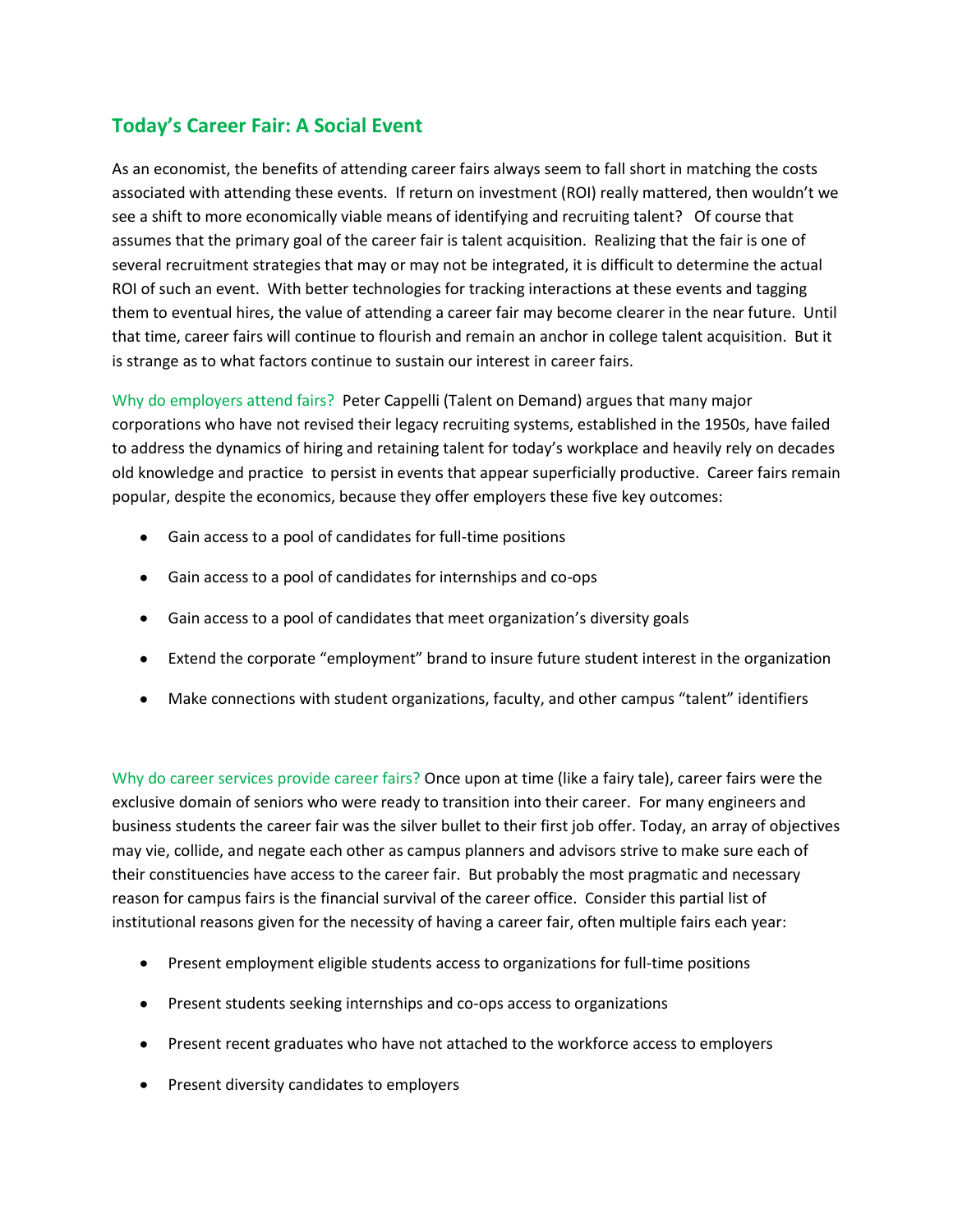## Today's Career Fair: A Social Event

As an economist, the benefits of attending career fairs always seem to fall short in matching the costs associated with attending these events. If return on investment (ROI) really mattered, then wouldn't we see a shift to more economically viable means of identifying and recruiting talent? Of course that assumes that the primary goal of the career fair is talent acquisition. Realizing that the fair is one of several recruitment strategies that may or may not be integrated, it is difficult to determine the actual ROI of such an event. With better technologies for tracking interactions at these events and tagging them to eventual hires, the value of attending a career fair may become clearer in the near future. Until that time, career fairs will continue to flourish and remain an anchor in college talent acquisition. But it is strange as to what factors continue to sustain our interest in career fairs.

Why do employers attend fairs? Peter Cappelli (Talent on Demand) argues that many major corporations who have not revised their legacy recruiting systems, established in the 1950s, have failed to address the dynamics of hiring and retaining talent for today's workplace and heavily rely on decades old knowledge and practice to persist in events that appear superficially productive. Career fairs remain popular, despite the economics, because they offer employers these five key outcomes:

- Gain access to a pool of candidates for full-time positions
- Gain access to a pool of candidates for internships and co-ops
- Gain access to a pool of candidates that meet organization's diversity goals
- Extend the corporate "employment" brand to insure future student interest in the organization
- Make connections with student organizations, faculty, and other campus "talent" identifiers

Why do career services provide career fairs? Once upon at time (like a fairy tale), career fairs were the exclusive domain of seniors who were ready to transition into their career. For many engineers and business students the career fair was the silver bullet to their first job offer. Today, an array of objectives may vie, collide, and negate each other as campus planners and advisors strive to make sure each of their constituencies have access to the career fair. But probably the most pragmatic and necessary reason for campus fairs is the financial survival of the career office. Consider this partial list of institutional reasons given for the necessity of having a career fair, often multiple fairs each year:

- Present employment eligible students access to organizations for full-time positions
- Present students seeking internships and co-ops access to organizations
- Present recent graduates who have not attached to the workforce access to employers
- Present diversity candidates to employers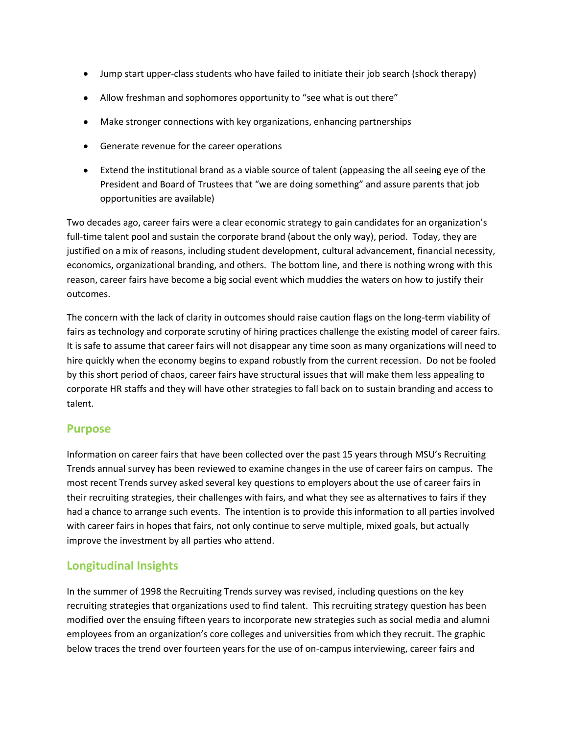- Jump start upper-class students who have failed to initiate their job search (shock therapy)
- Allow freshman and sophomores opportunity to "see what is out there"
- Make stronger connections with key organizations, enhancing partnerships
- Generate revenue for the career operations
- Extend the institutional brand as a viable source of talent (appeasing the all seeing eye of the President and Board of Trustees that "we are doing something" and assure parents that job opportunities are available)

Two decades ago, career fairs were a clear economic strategy to gain candidates for an organization's full-time talent pool and sustain the corporate brand (about the only way), period. Today, they are justified on a mix of reasons, including student development, cultural advancement, financial necessity, economics, organizational branding, and others. The bottom line, and there is nothing wrong with this reason, career fairs have become a big social event which muddies the waters on how to justify their outcomes.

The concern with the lack of clarity in outcomes should raise caution flags on the long-term viability of fairs as technology and corporate scrutiny of hiring practices challenge the existing model of career fairs. It is safe to assume that career fairs will not disappear any time soon as many organizations will need to hire quickly when the economy begins to expand robustly from the current recession. Do not be fooled by this short period of chaos, career fairs have structural issues that will make them less appealing to corporate HR staffs and they will have other strategies to fall back on to sustain branding and access to talent.

## Purpose

Information on career fairs that have been collected over the past 15 years through MSU's Recruiting Trends annual survey has been reviewed to examine changes in the use of career fairs on campus. The most recent Trends survey asked several key questions to employers about the use of career fairs in their recruiting strategies, their challenges with fairs, and what they see as alternatives to fairs if they had a chance to arrange such events. The intention is to provide this information to all parties involved with career fairs in hopes that fairs, not only continue to serve multiple, mixed goals, but actually improve the investment by all parties who attend.

## Longitudinal Insights

In the summer of 1998 the Recruiting Trends survey was revised, including questions on the key recruiting strategies that organizations used to find talent. This recruiting strategy question has been modified over the ensuing fifteen years to incorporate new strategies such as social media and alumni employees from an organization's core colleges and universities from which they recruit. The graphic below traces the trend over fourteen years for the use of on-campus interviewing, career fairs and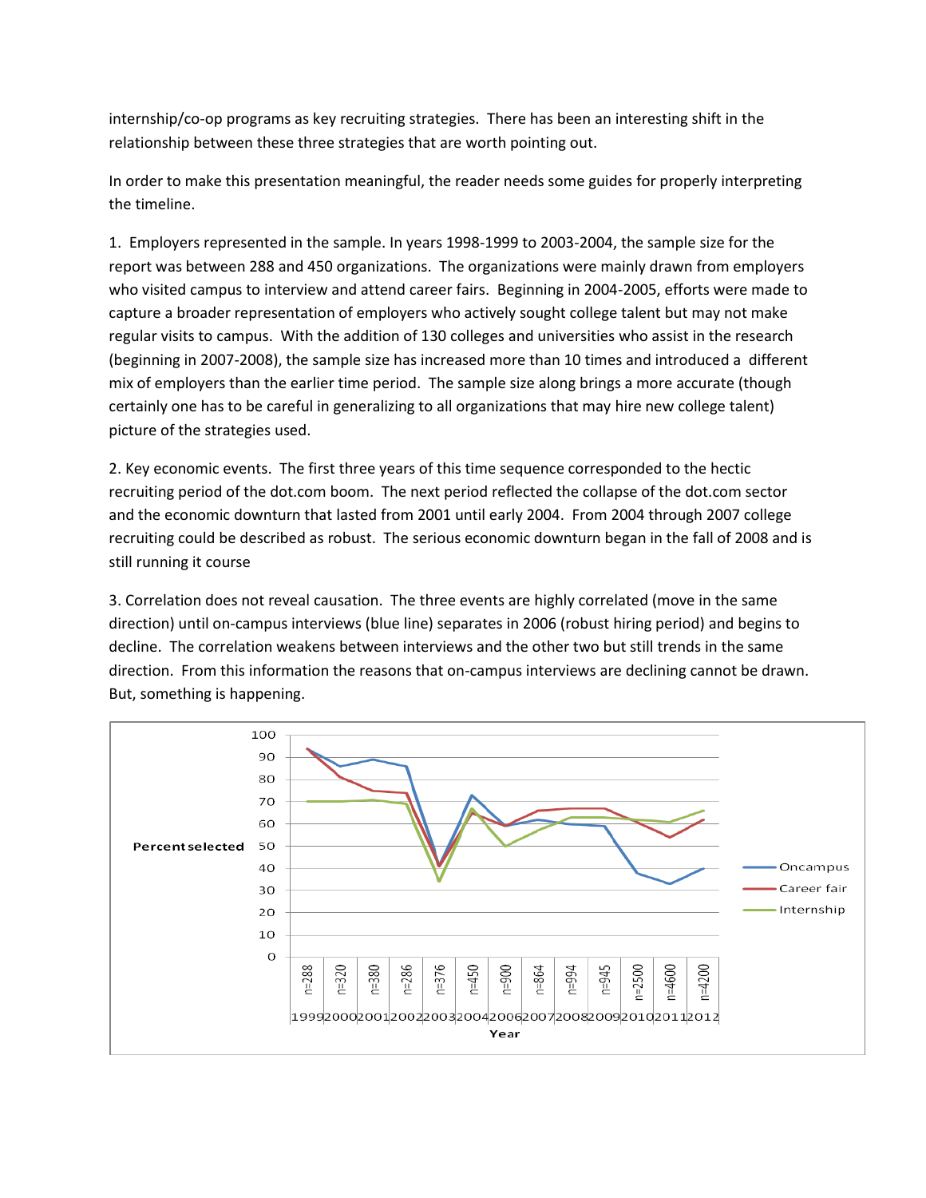internship/co-op programs as key recruiting strategies. There has been an interesting shift in the relationship between these three strategies that are worth pointing out.

In order to make this presentation meaningful, the reader needs some guides for properly interpreting the timeline.

1. Employers represented in the sample. In years 1998-1999 to 2003-2004, the sample size for the report was between 288 and 450 organizations. The organizations were mainly drawn from employers who visited campus to interview and attend career fairs. Beginning in 2004-2005, efforts were made to capture a broader representation of employers who actively sought college talent but may not make regular visits to campus. With the addition of 130 colleges and universities who assist in the research (beginning in 2007-2008), the sample size has increased more than 10 times and introduced a different mix of employers than the earlier time period. The sample size along brings a more accurate (though certainly one has to be careful in generalizing to all organizations that may hire new college talent) picture of the strategies used.

2. Key economic events. The first three years of this time sequence corresponded to the hectic recruiting period of the dot.com boom. The next period reflected the collapse of the dot.com sector and the economic downturn that lasted from 2001 until early 2004. From 2004 through 2007 college recruiting could be described as robust. The serious economic downturn began in the fall of 2008 and is still running it course

3. Correlation does not reveal causation. The three events are highly correlated (move in the same direction) until on-campus interviews (blue line) separates in 2006 (robust hiring period) and begins to decline. The correlation weakens between interviews and the other two but still trends in the same direction. From this information the reasons that on-campus interviews are declining cannot be drawn. But, something is happening.

| Year | 1999 | 2000 | 2001 | 2002 | 2003 | 2004 | 2006 | 2007 | 2008 | 2009 | 2010 | 2011 | 2012 |
|---|---|---|---|---|---|---|---|---|---|---|---|---|---|
| Sample | n=288 | n=320 | n=380 | n=286 | n=376 | n=450 | n=900 | n=864 | n=994 | n=945 | n=2500 | n=4600 | n=4200 |

Legend: Oncampus, Career fair, Internship. Y-axis: Percent selected (0–100). X-axis: Year.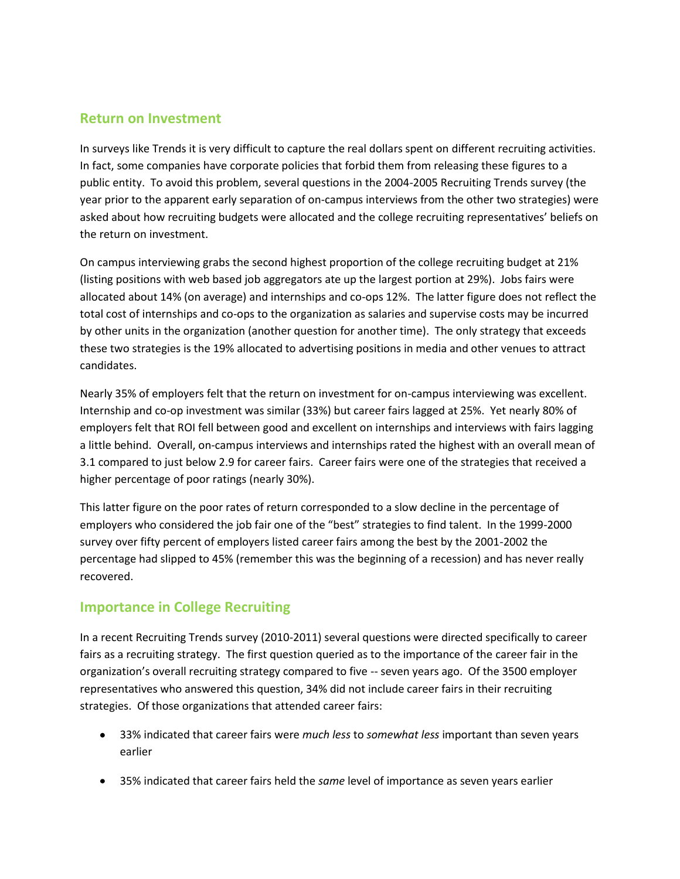## Return on Investment

In surveys like Trends it is very difficult to capture the real dollars spent on different recruiting activities. In fact, some companies have corporate policies that forbid them from releasing these figures to a public entity. To avoid this problem, several questions in the 2004-2005 Recruiting Trends survey (the year prior to the apparent early separation of on-campus interviews from the other two strategies) were asked about how recruiting budgets were allocated and the college recruiting representatives' beliefs on the return on investment.

On campus interviewing grabs the second highest proportion of the college recruiting budget at 21% (listing positions with web based job aggregators ate up the largest portion at 29%). Jobs fairs were allocated about 14% (on average) and internships and co-ops 12%. The latter figure does not reflect the total cost of internships and co-ops to the organization as salaries and supervise costs may be incurred by other units in the organization (another question for another time). The only strategy that exceeds these two strategies is the 19% allocated to advertising positions in media and other venues to attract candidates.

Nearly 35% of employers felt that the return on investment for on-campus interviewing was excellent. Internship and co-op investment was similar (33%) but career fairs lagged at 25%. Yet nearly 80% of employers felt that ROI fell between good and excellent on internships and interviews with fairs lagging a little behind. Overall, on-campus interviews and internships rated the highest with an overall mean of 3.1 compared to just below 2.9 for career fairs. Career fairs were one of the strategies that received a higher percentage of poor ratings (nearly 30%).

This latter figure on the poor rates of return corresponded to a slow decline in the percentage of employers who considered the job fair one of the "best" strategies to find talent. In the 1999-2000 survey over fifty percent of employers listed career fairs among the best by the 2001-2002 the percentage had slipped to 45% (remember this was the beginning of a recession) and has never really recovered.

## Importance in College Recruiting

In a recent Recruiting Trends survey (2010-2011) several questions were directed specifically to career fairs as a recruiting strategy. The first question queried as to the importance of the career fair in the organization's overall recruiting strategy compared to five -- seven years ago. Of the 3500 employer representatives who answered this question, 34% did not include career fairs in their recruiting strategies. Of those organizations that attended career fairs:

- 33% indicated that career fairs were *much less* to *somewhat less* important than seven years earlier
- 35% indicated that career fairs held the *same* level of importance as seven years earlier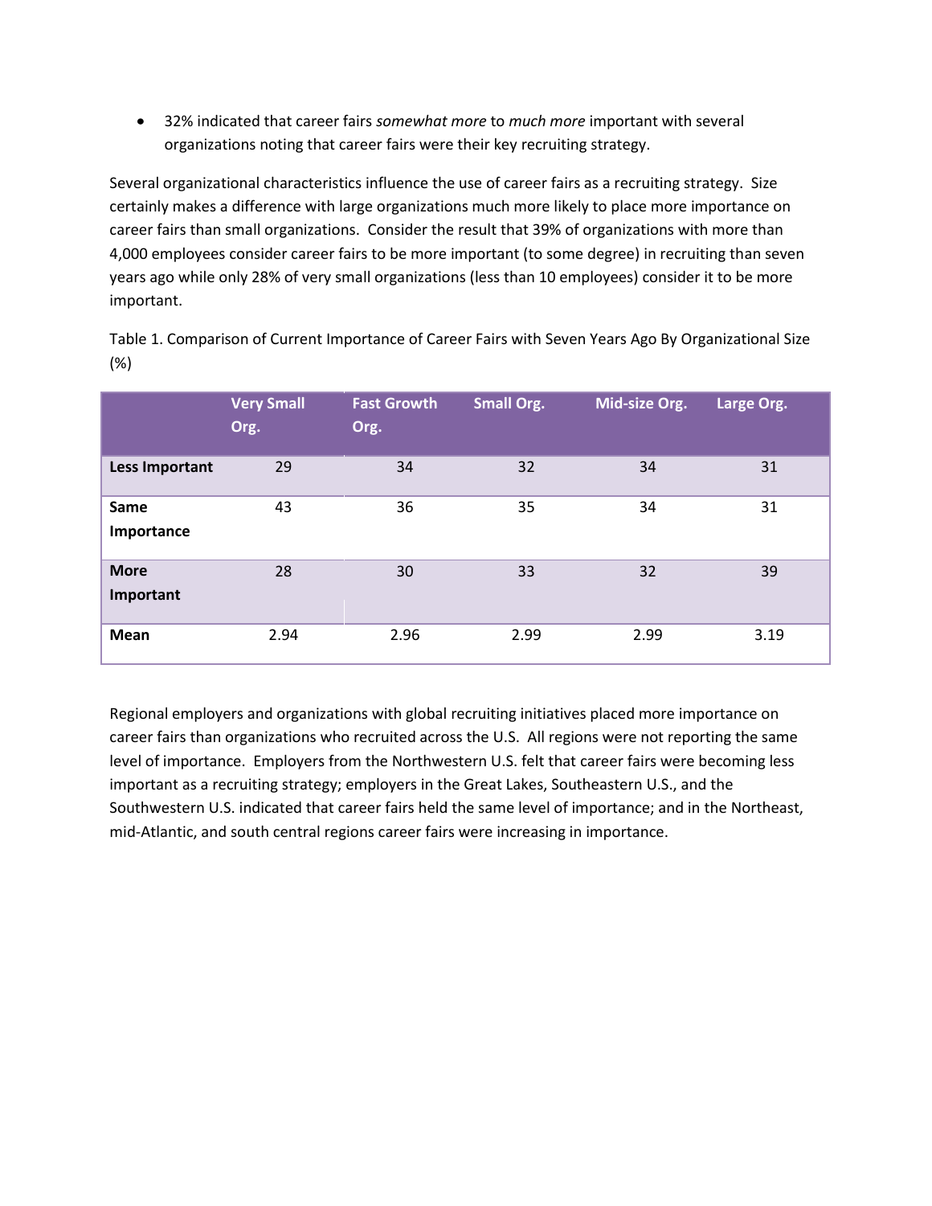- 32% indicated that career fairs *somewhat more* to *much more* important with several organizations noting that career fairs were their key recruiting strategy.

Several organizational characteristics influence the use of career fairs as a recruiting strategy. Size certainly makes a difference with large organizations much more likely to place more importance on career fairs than small organizations. Consider the result that 39% of organizations with more than 4,000 employees consider career fairs to be more important (to some degree) in recruiting than seven years ago while only 28% of very small organizations (less than 10 employees) consider it to be more important.

Table 1. Comparison of Current Importance of Career Fairs with Seven Years Ago By Organizational Size (%)

| | Very Small Org. | Fast Growth Org. | Small Org. | Mid-size Org. | Large Org. |
|---|---|---|---|---|---|
| **Less Important** | 29 | 34 | 32 | 34 | 31 |
| **Same Importance** | 43 | 36 | 35 | 34 | 31 |
| **More Important** | 28 | 30 | 33 | 32 | 39 |
| **Mean** | 2.94 | 2.96 | 2.99 | 2.99 | 3.19 |

Regional employers and organizations with global recruiting initiatives placed more importance on career fairs than organizations who recruited across the U.S. All regions were not reporting the same level of importance. Employers from the Northwestern U.S. felt that career fairs were becoming less important as a recruiting strategy; employers in the Great Lakes, Southeastern U.S., and the Southwestern U.S. indicated that career fairs held the same level of importance; and in the Northeast, mid-Atlantic, and south central regions career fairs were increasing in importance.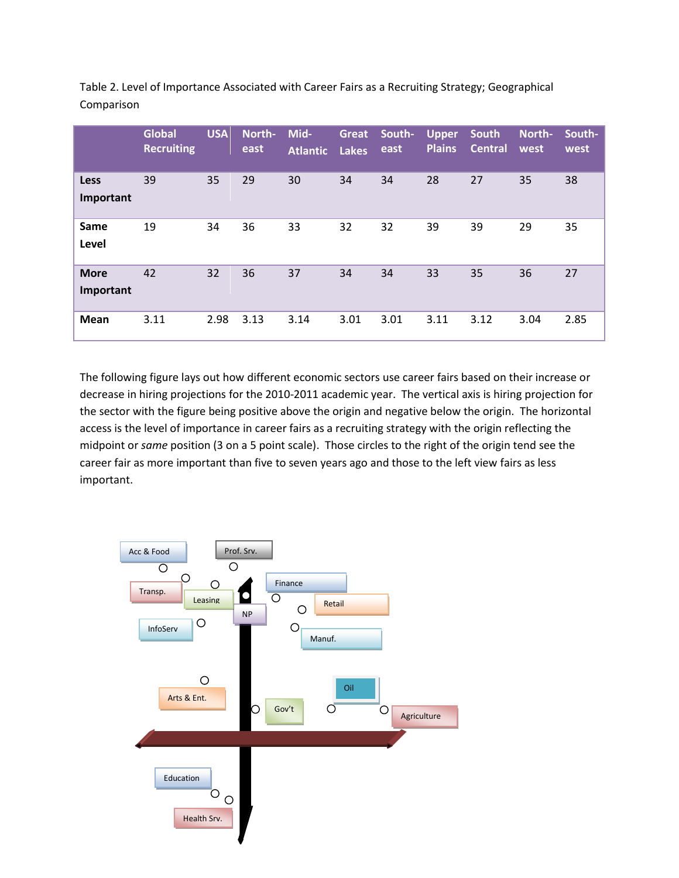Table 2. Level of Importance Associated with Career Fairs as a Recruiting Strategy; Geographical Comparison

| | Global Recruiting | USA | North-east | Mid-Atlantic | Great Lakes | South-east | Upper Plains | South Central | North-west | South-west |
|---|---|---|---|---|---|---|---|---|---|---|
| **Less Important** | 39 | 35 | 29 | 30 | 34 | 34 | 28 | 27 | 35 | 38 |
| **Same Level** | 19 | 34 | 36 | 33 | 32 | 32 | 39 | 39 | 29 | 35 |
| **More Important** | 42 | 32 | 36 | 37 | 34 | 34 | 33 | 35 | 36 | 27 |
| **Mean** | 3.11 | 2.98 | 3.13 | 3.14 | 3.01 | 3.01 | 3.11 | 3.12 | 3.04 | 2.85 |

The following figure lays out how different economic sectors use career fairs based on their increase or decrease in hiring projections for the 2010-2011 academic year. The vertical axis is hiring projection for the sector with the figure being positive above the origin and negative below the origin. The horizontal access is the level of importance in career fairs as a recruiting strategy with the origin reflecting the midpoint or *same* position (3 on a 5 point scale). Those circles to the right of the origin tend see the career fair as more important than five to seven years ago and those to the left view fairs as less important.

Acc & Food | Prof. Srv. | Transp. | Leasing | Finance | NP | Retail | InfoServ | Manuf. | Arts & Ent. | Oil | Gov't | Agriculture | Education | Health Srv.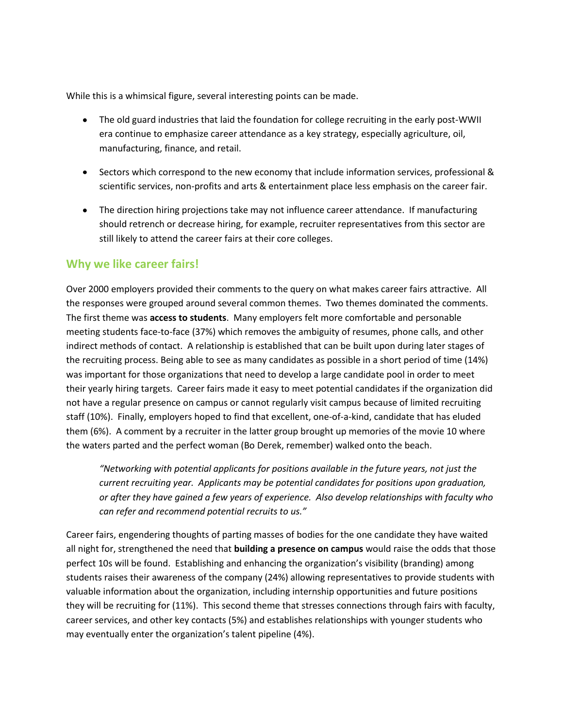While this is a whimsical figure, several interesting points can be made.

- The old guard industries that laid the foundation for college recruiting in the early post-WWII era continue to emphasize career attendance as a key strategy, especially agriculture, oil, manufacturing, finance, and retail.
- Sectors which correspond to the new economy that include information services, professional & scientific services, non-profits and arts & entertainment place less emphasis on the career fair.
- The direction hiring projections take may not influence career attendance. If manufacturing should retrench or decrease hiring, for example, recruiter representatives from this sector are still likely to attend the career fairs at their core colleges.

## Why we like career fairs!

Over 2000 employers provided their comments to the query on what makes career fairs attractive. All the responses were grouped around several common themes. Two themes dominated the comments. The first theme was **access to students**. Many employers felt more comfortable and personable meeting students face-to-face (37%) which removes the ambiguity of resumes, phone calls, and other indirect methods of contact. A relationship is established that can be built upon during later stages of the recruiting process. Being able to see as many candidates as possible in a short period of time (14%) was important for those organizations that need to develop a large candidate pool in order to meet their yearly hiring targets. Career fairs made it easy to meet potential candidates if the organization did not have a regular presence on campus or cannot regularly visit campus because of limited recruiting staff (10%). Finally, employers hoped to find that excellent, one-of-a-kind, candidate that has eluded them (6%). A comment by a recruiter in the latter group brought up memories of the movie 10 where the waters parted and the perfect woman (Bo Derek, remember) walked onto the beach.

> *"Networking with potential applicants for positions available in the future years, not just the current recruiting year. Applicants may be potential candidates for positions upon graduation, or after they have gained a few years of experience. Also develop relationships with faculty who can refer and recommend potential recruits to us."*

Career fairs, engendering thoughts of parting masses of bodies for the one candidate they have waited all night for, strengthened the need that **building a presence on campus** would raise the odds that those perfect 10s will be found. Establishing and enhancing the organization's visibility (branding) among students raises their awareness of the company (24%) allowing representatives to provide students with valuable information about the organization, including internship opportunities and future positions they will be recruiting for (11%). This second theme that stresses connections through fairs with faculty, career services, and other key contacts (5%) and establishes relationships with younger students who may eventually enter the organization's talent pipeline (4%).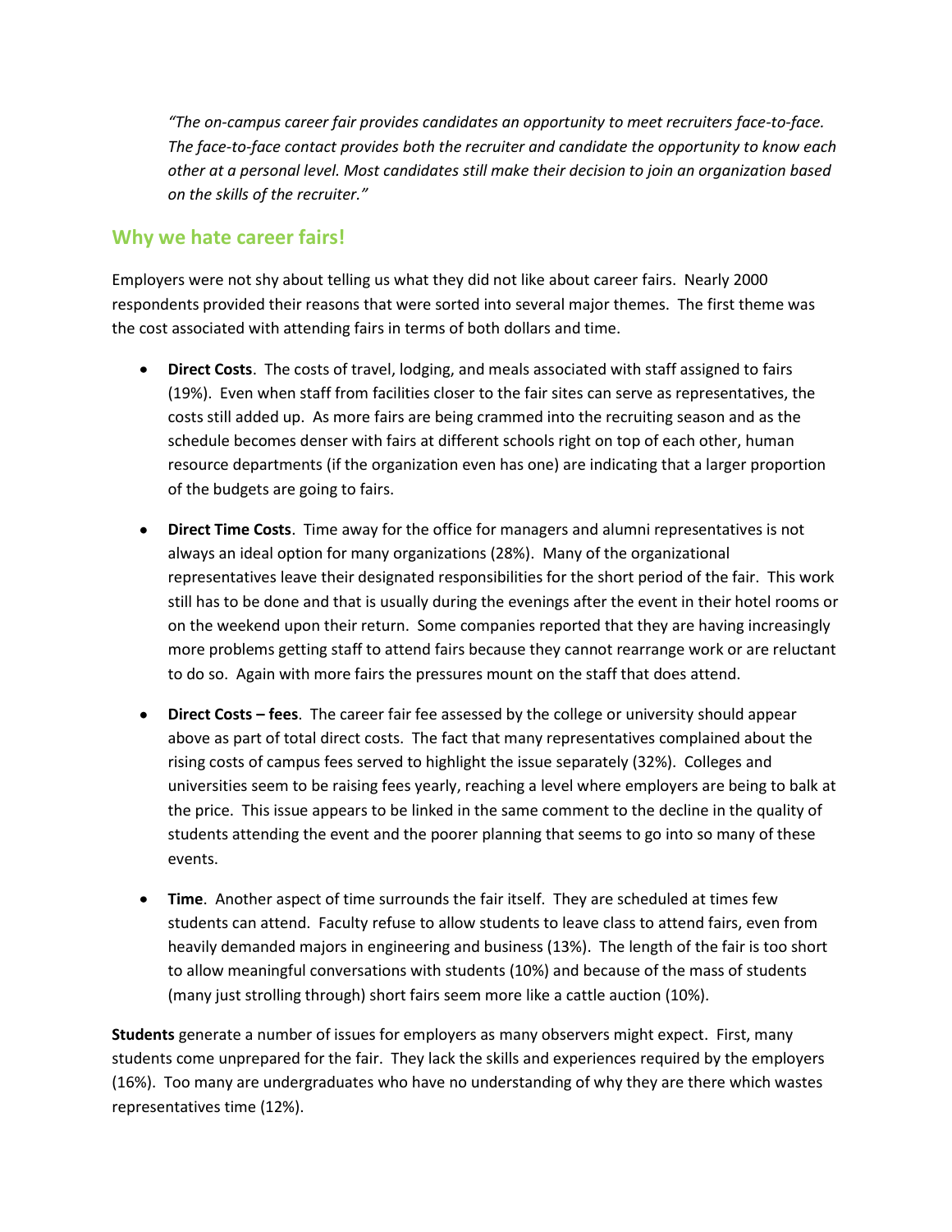*"The on-campus career fair provides candidates an opportunity to meet recruiters face-to-face. The face-to-face contact provides both the recruiter and candidate the opportunity to know each other at a personal level. Most candidates still make their decision to join an organization based on the skills of the recruiter."*

## Why we hate career fairs!

Employers were not shy about telling us what they did not like about career fairs. Nearly 2000 respondents provided their reasons that were sorted into several major themes. The first theme was the cost associated with attending fairs in terms of both dollars and time.

- **Direct Costs**. The costs of travel, lodging, and meals associated with staff assigned to fairs (19%). Even when staff from facilities closer to the fair sites can serve as representatives, the costs still added up. As more fairs are being crammed into the recruiting season and as the schedule becomes denser with fairs at different schools right on top of each other, human resource departments (if the organization even has one) are indicating that a larger proportion of the budgets are going to fairs.
- **Direct Time Costs**. Time away for the office for managers and alumni representatives is not always an ideal option for many organizations (28%). Many of the organizational representatives leave their designated responsibilities for the short period of the fair. This work still has to be done and that is usually during the evenings after the event in their hotel rooms or on the weekend upon their return. Some companies reported that they are having increasingly more problems getting staff to attend fairs because they cannot rearrange work or are reluctant to do so. Again with more fairs the pressures mount on the staff that does attend.
- **Direct Costs – fees**. The career fair fee assessed by the college or university should appear above as part of total direct costs. The fact that many representatives complained about the rising costs of campus fees served to highlight the issue separately (32%). Colleges and universities seem to be raising fees yearly, reaching a level where employers are being to balk at the price. This issue appears to be linked in the same comment to the decline in the quality of students attending the event and the poorer planning that seems to go into so many of these events.
- **Time**. Another aspect of time surrounds the fair itself. They are scheduled at times few students can attend. Faculty refuse to allow students to leave class to attend fairs, even from heavily demanded majors in engineering and business (13%). The length of the fair is too short to allow meaningful conversations with students (10%) and because of the mass of students (many just strolling through) short fairs seem more like a cattle auction (10%).

**Students** generate a number of issues for employers as many observers might expect. First, many students come unprepared for the fair. They lack the skills and experiences required by the employers (16%). Too many are undergraduates who have no understanding of why they are there which wastes representatives time (12%).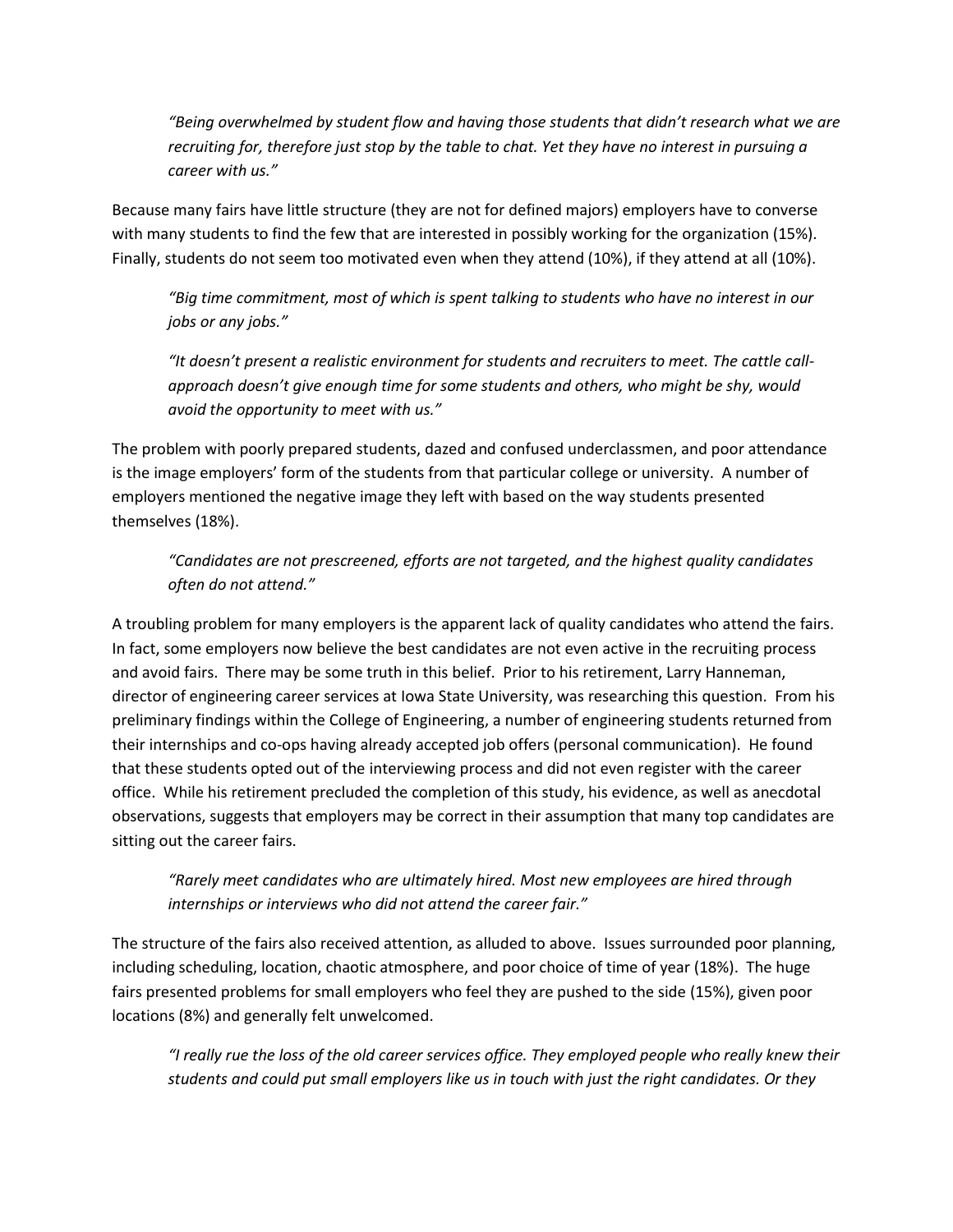*"Being overwhelmed by student flow and having those students that didn't research what we are recruiting for, therefore just stop by the table to chat. Yet they have no interest in pursuing a career with us."*

Because many fairs have little structure (they are not for defined majors) employers have to converse with many students to find the few that are interested in possibly working for the organization (15%). Finally, students do not seem too motivated even when they attend (10%), if they attend at all (10%).

*"Big time commitment, most of which is spent talking to students who have no interest in our jobs or any jobs."*

*"It doesn't present a realistic environment for students and recruiters to meet. The cattle call-approach doesn't give enough time for some students and others, who might be shy, would avoid the opportunity to meet with us."*

The problem with poorly prepared students, dazed and confused underclassmen, and poor attendance is the image employers' form of the students from that particular college or university. A number of employers mentioned the negative image they left with based on the way students presented themselves (18%).

*"Candidates are not prescreened, efforts are not targeted, and the highest quality candidates often do not attend."*

A troubling problem for many employers is the apparent lack of quality candidates who attend the fairs. In fact, some employers now believe the best candidates are not even active in the recruiting process and avoid fairs. There may be some truth in this belief. Prior to his retirement, Larry Hanneman, director of engineering career services at Iowa State University, was researching this question. From his preliminary findings within the College of Engineering, a number of engineering students returned from their internships and co-ops having already accepted job offers (personal communication). He found that these students opted out of the interviewing process and did not even register with the career office. While his retirement precluded the completion of this study, his evidence, as well as anecdotal observations, suggests that employers may be correct in their assumption that many top candidates are sitting out the career fairs.

*"Rarely meet candidates who are ultimately hired. Most new employees are hired through internships or interviews who did not attend the career fair."*

The structure of the fairs also received attention, as alluded to above. Issues surrounded poor planning, including scheduling, location, chaotic atmosphere, and poor choice of time of year (18%). The huge fairs presented problems for small employers who feel they are pushed to the side (15%), given poor locations (8%) and generally felt unwelcomed.

*"I really rue the loss of the old career services office. They employed people who really knew their students and could put small employers like us in touch with just the right candidates. Or they*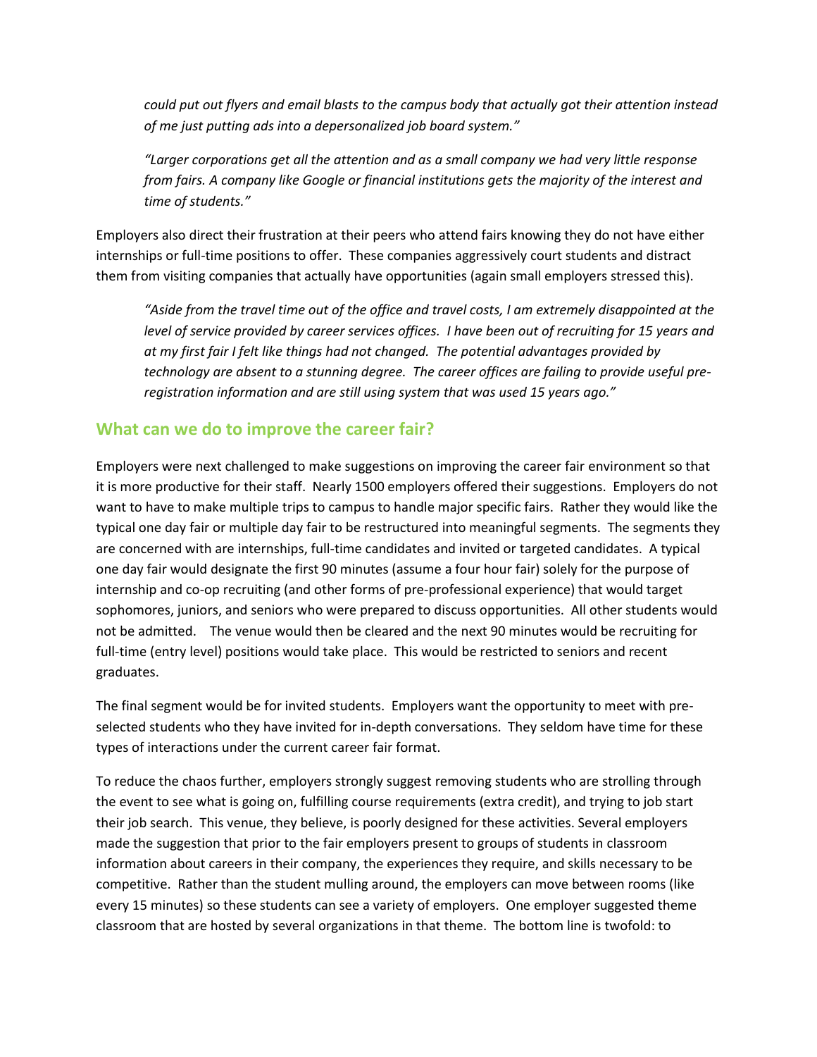*could put out flyers and email blasts to the campus body that actually got their attention instead of me just putting ads into a depersonalized job board system."*

*"Larger corporations get all the attention and as a small company we had very little response from fairs. A company like Google or financial institutions gets the majority of the interest and time of students."*

Employers also direct their frustration at their peers who attend fairs knowing they do not have either internships or full-time positions to offer. These companies aggressively court students and distract them from visiting companies that actually have opportunities (again small employers stressed this).

*"Aside from the travel time out of the office and travel costs, I am extremely disappointed at the level of service provided by career services offices. I have been out of recruiting for 15 years and at my first fair I felt like things had not changed. The potential advantages provided by technology are absent to a stunning degree. The career offices are failing to provide useful pre-registration information and are still using system that was used 15 years ago."*

## What can we do to improve the career fair?

Employers were next challenged to make suggestions on improving the career fair environment so that it is more productive for their staff. Nearly 1500 employers offered their suggestions. Employers do not want to have to make multiple trips to campus to handle major specific fairs. Rather they would like the typical one day fair or multiple day fair to be restructured into meaningful segments. The segments they are concerned with are internships, full-time candidates and invited or targeted candidates. A typical one day fair would designate the first 90 minutes (assume a four hour fair) solely for the purpose of internship and co-op recruiting (and other forms of pre-professional experience) that would target sophomores, juniors, and seniors who were prepared to discuss opportunities. All other students would not be admitted. The venue would then be cleared and the next 90 minutes would be recruiting for full-time (entry level) positions would take place. This would be restricted to seniors and recent graduates.

The final segment would be for invited students. Employers want the opportunity to meet with pre-selected students who they have invited for in-depth conversations. They seldom have time for these types of interactions under the current career fair format.

To reduce the chaos further, employers strongly suggest removing students who are strolling through the event to see what is going on, fulfilling course requirements (extra credit), and trying to job start their job search. This venue, they believe, is poorly designed for these activities. Several employers made the suggestion that prior to the fair employers present to groups of students in classroom information about careers in their company, the experiences they require, and skills necessary to be competitive. Rather than the student mulling around, the employers can move between rooms (like every 15 minutes) so these students can see a variety of employers. One employer suggested theme classroom that are hosted by several organizations in that theme. The bottom line is twofold: to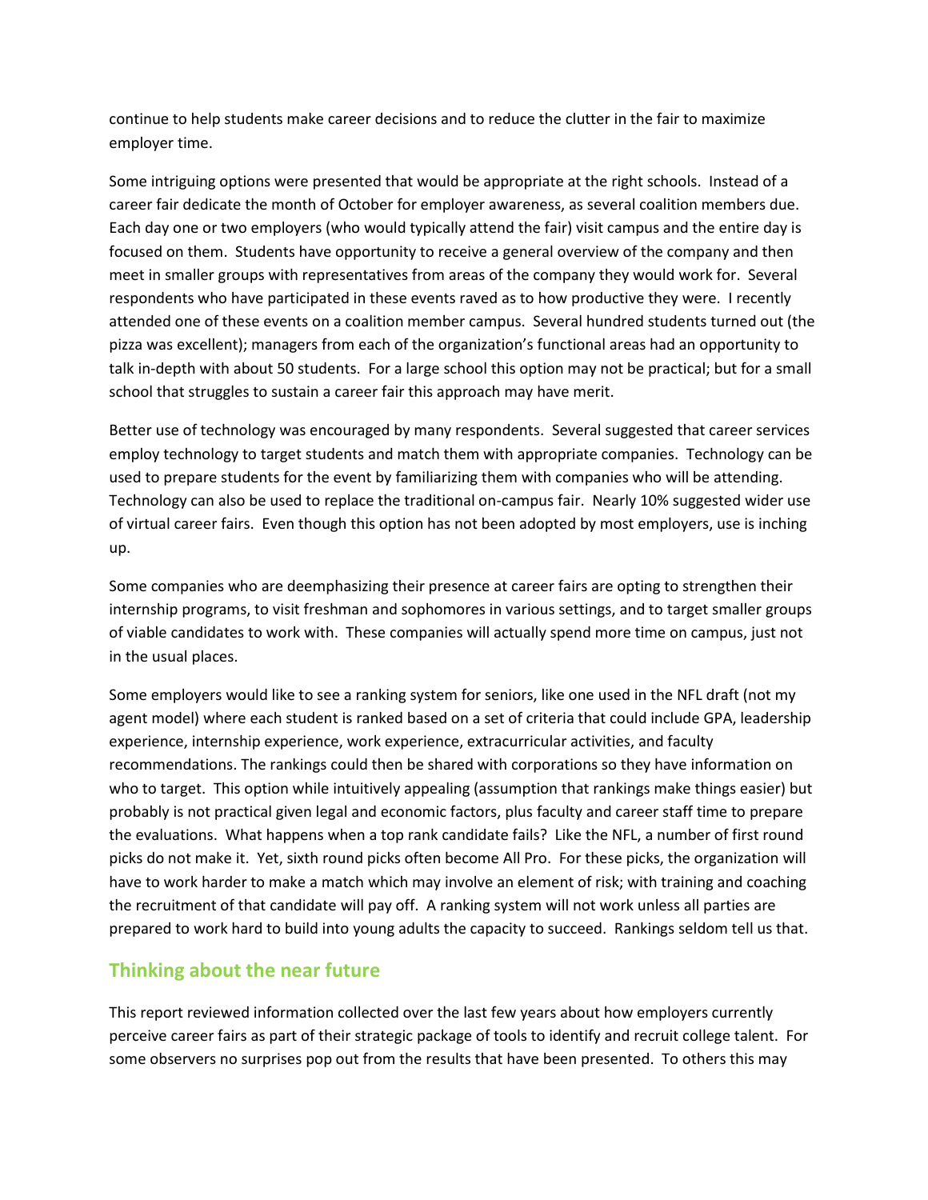continue to help students make career decisions and to reduce the clutter in the fair to maximize employer time.

Some intriguing options were presented that would be appropriate at the right schools. Instead of a career fair dedicate the month of October for employer awareness, as several coalition members due. Each day one or two employers (who would typically attend the fair) visit campus and the entire day is focused on them. Students have opportunity to receive a general overview of the company and then meet in smaller groups with representatives from areas of the company they would work for. Several respondents who have participated in these events raved as to how productive they were. I recently attended one of these events on a coalition member campus. Several hundred students turned out (the pizza was excellent); managers from each of the organization's functional areas had an opportunity to talk in-depth with about 50 students. For a large school this option may not be practical; but for a small school that struggles to sustain a career fair this approach may have merit.

Better use of technology was encouraged by many respondents. Several suggested that career services employ technology to target students and match them with appropriate companies. Technology can be used to prepare students for the event by familiarizing them with companies who will be attending. Technology can also be used to replace the traditional on-campus fair. Nearly 10% suggested wider use of virtual career fairs. Even though this option has not been adopted by most employers, use is inching up.

Some companies who are deemphasizing their presence at career fairs are opting to strengthen their internship programs, to visit freshman and sophomores in various settings, and to target smaller groups of viable candidates to work with. These companies will actually spend more time on campus, just not in the usual places.

Some employers would like to see a ranking system for seniors, like one used in the NFL draft (not my agent model) where each student is ranked based on a set of criteria that could include GPA, leadership experience, internship experience, work experience, extracurricular activities, and faculty recommendations. The rankings could then be shared with corporations so they have information on who to target. This option while intuitively appealing (assumption that rankings make things easier) but probably is not practical given legal and economic factors, plus faculty and career staff time to prepare the evaluations. What happens when a top rank candidate fails? Like the NFL, a number of first round picks do not make it. Yet, sixth round picks often become All Pro. For these picks, the organization will have to work harder to make a match which may involve an element of risk; with training and coaching the recruitment of that candidate will pay off. A ranking system will not work unless all parties are prepared to work hard to build into young adults the capacity to succeed. Rankings seldom tell us that.

## Thinking about the near future

This report reviewed information collected over the last few years about how employers currently perceive career fairs as part of their strategic package of tools to identify and recruit college talent. For some observers no surprises pop out from the results that have been presented. To others this may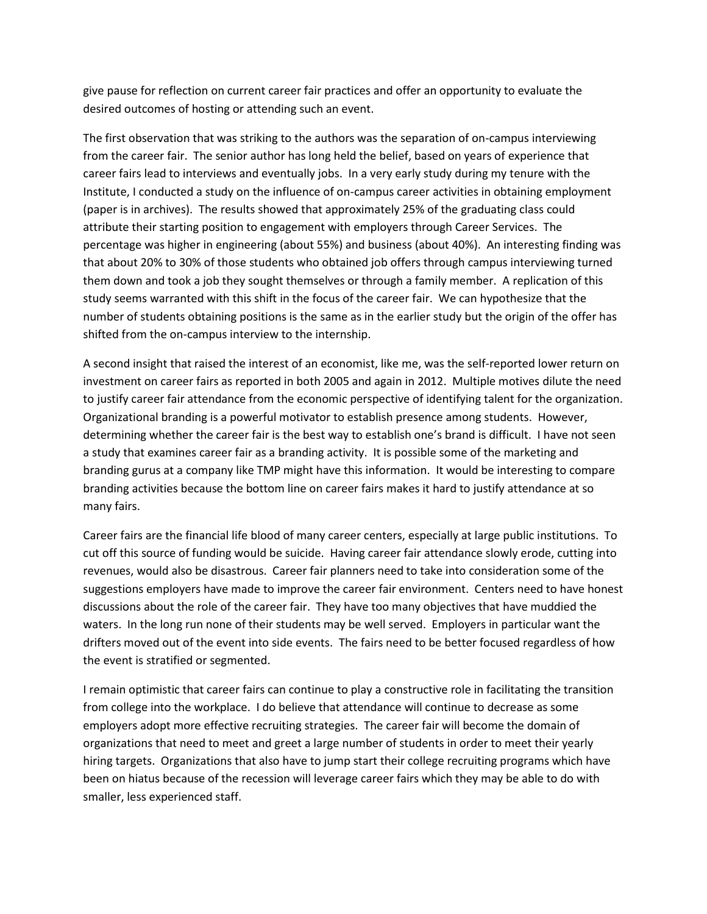give pause for reflection on current career fair practices and offer an opportunity to evaluate the desired outcomes of hosting or attending such an event.

The first observation that was striking to the authors was the separation of on-campus interviewing from the career fair. The senior author has long held the belief, based on years of experience that career fairs lead to interviews and eventually jobs. In a very early study during my tenure with the Institute, I conducted a study on the influence of on-campus career activities in obtaining employment (paper is in archives). The results showed that approximately 25% of the graduating class could attribute their starting position to engagement with employers through Career Services. The percentage was higher in engineering (about 55%) and business (about 40%). An interesting finding was that about 20% to 30% of those students who obtained job offers through campus interviewing turned them down and took a job they sought themselves or through a family member. A replication of this study seems warranted with this shift in the focus of the career fair. We can hypothesize that the number of students obtaining positions is the same as in the earlier study but the origin of the offer has shifted from the on-campus interview to the internship.

A second insight that raised the interest of an economist, like me, was the self-reported lower return on investment on career fairs as reported in both 2005 and again in 2012. Multiple motives dilute the need to justify career fair attendance from the economic perspective of identifying talent for the organization. Organizational branding is a powerful motivator to establish presence among students. However, determining whether the career fair is the best way to establish one's brand is difficult. I have not seen a study that examines career fair as a branding activity. It is possible some of the marketing and branding gurus at a company like TMP might have this information. It would be interesting to compare branding activities because the bottom line on career fairs makes it hard to justify attendance at so many fairs.

Career fairs are the financial life blood of many career centers, especially at large public institutions. To cut off this source of funding would be suicide. Having career fair attendance slowly erode, cutting into revenues, would also be disastrous. Career fair planners need to take into consideration some of the suggestions employers have made to improve the career fair environment. Centers need to have honest discussions about the role of the career fair. They have too many objectives that have muddied the waters. In the long run none of their students may be well served. Employers in particular want the drifters moved out of the event into side events. The fairs need to be better focused regardless of how the event is stratified or segmented.

I remain optimistic that career fairs can continue to play a constructive role in facilitating the transition from college into the workplace. I do believe that attendance will continue to decrease as some employers adopt more effective recruiting strategies. The career fair will become the domain of organizations that need to meet and greet a large number of students in order to meet their yearly hiring targets. Organizations that also have to jump start their college recruiting programs which have been on hiatus because of the recession will leverage career fairs which they may be able to do with smaller, less experienced staff.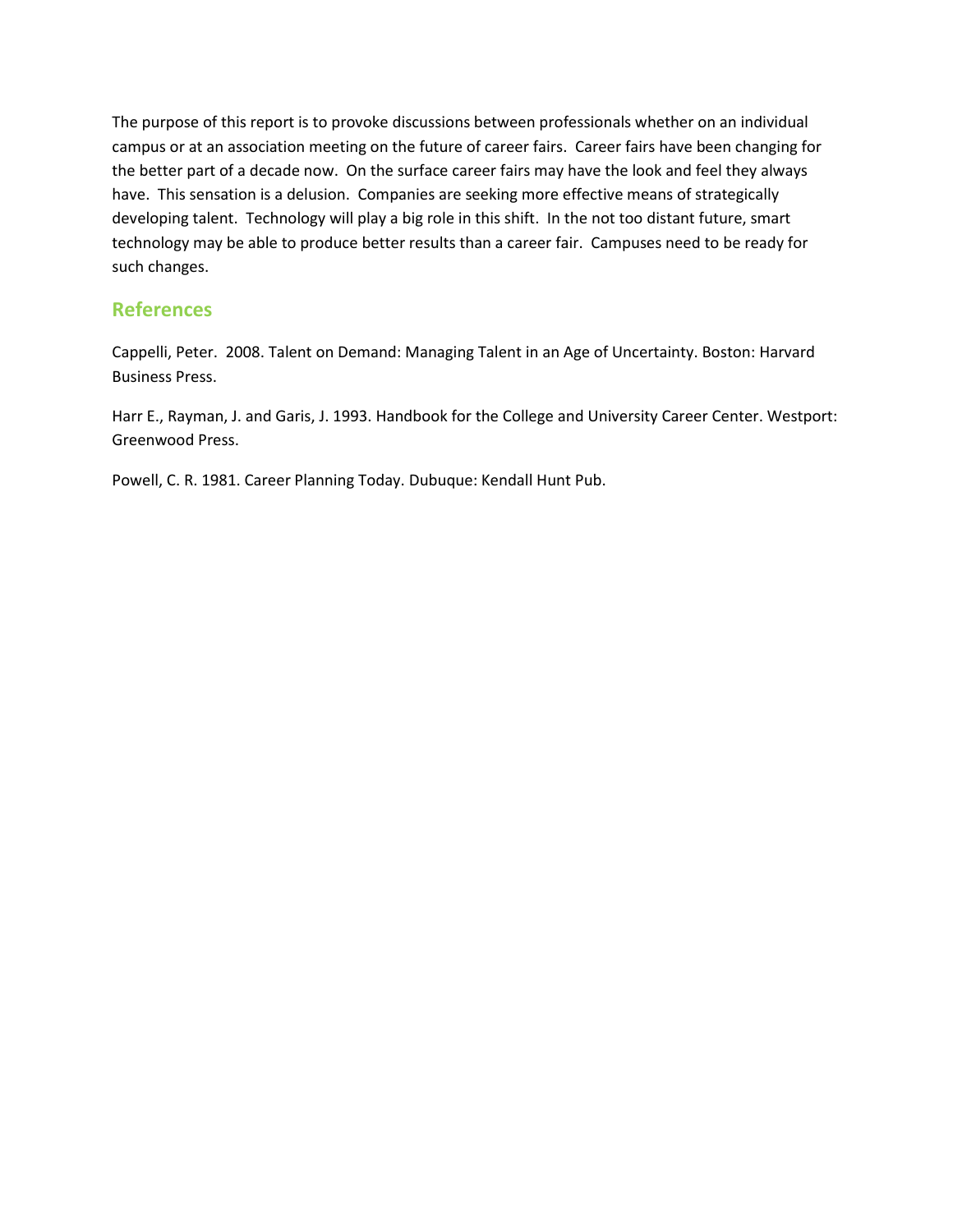The purpose of this report is to provoke discussions between professionals whether on an individual campus or at an association meeting on the future of career fairs. Career fairs have been changing for the better part of a decade now. On the surface career fairs may have the look and feel they always have. This sensation is a delusion. Companies are seeking more effective means of strategically developing talent. Technology will play a big role in this shift. In the not too distant future, smart technology may be able to produce better results than a career fair. Campuses need to be ready for such changes.

## References

Cappelli, Peter. 2008. Talent on Demand: Managing Talent in an Age of Uncertainty. Boston: Harvard Business Press.

Harr E., Rayman, J. and Garis, J. 1993. Handbook for the College and University Career Center. Westport: Greenwood Press.

Powell, C. R. 1981. Career Planning Today. Dubuque: Kendall Hunt Pub.